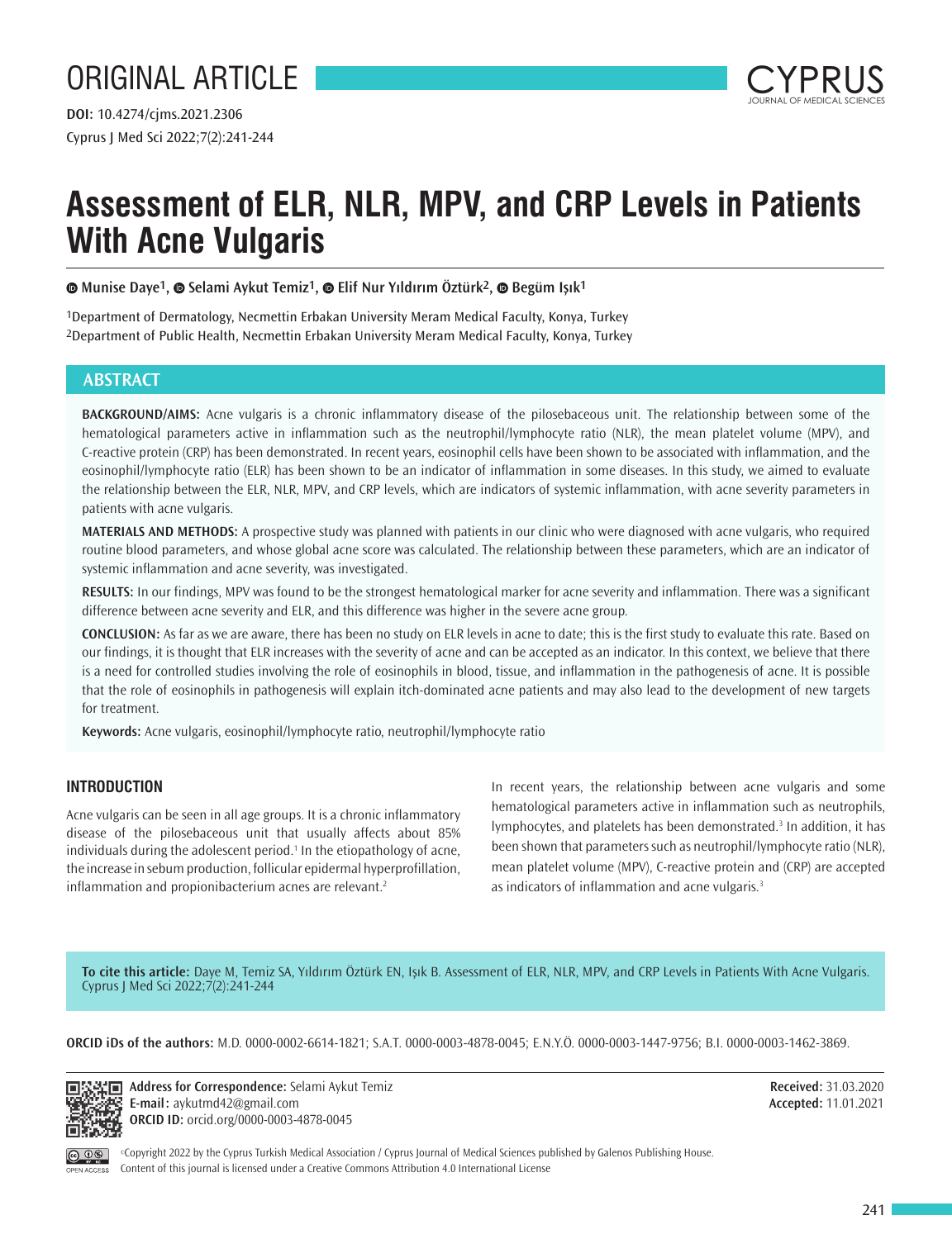ORIGINAL ARTICLE

**DOI:** 10.4274/cjms.2021.2306

# Assessment of ELR, NLR, MPV, and CRP Levels in Patients With Acne Vulgaris

Munise Daye[1], Selami Aykut Temiz[1], Elif Nur Yıldırım Öztürk[2], Begüm Işık[1]

[1]Department of Dermatology, Necmettin Erbakan University Meram Medical Faculty, Konya, Turkey
[2]Department of Public Health, Necmettin Erbakan University Meram Medical Faculty, Konya, Turkey

## ABSTRACT

**BACKGROUND/AIMS:** Acne vulgaris is a chronic inflammatory disease of the pilosebaceous unit. The relationship between some of the hematological parameters active in inflammation such as the neutrophil/lymphocyte ratio (NLR), the mean platelet volume (MPV), and C-reactive protein (CRP) has been demonstrated. In recent years, eosinophil cells have been shown to be associated with inflammation, and the eosinophil/lymphocyte ratio (ELR) has been shown to be an indicator of inflammation in some diseases. In this study, we aimed to evaluate the relationship between the ELR, NLR, MPV, and CRP levels, which are indicators of systemic inflammation, with acne severity parameters in patients with acne vulgaris.

**MATERIALS AND METHODS:** A prospective study was planned with patients in our clinic who were diagnosed with acne vulgaris, who required routine blood parameters, and whose global acne score was calculated. The relationship between these parameters, which are an indicator of systemic inflammation and acne severity, was investigated.

**RESULTS:** In our findings, MPV was found to be the strongest hematological marker for acne severity and inflammation. There was a significant difference between acne severity and ELR, and this difference was higher in the severe acne group.

**CONCLUSION:** As far as we are aware, there has been no study on ELR levels in acne to date; this is the first study to evaluate this rate. Based on our findings, it is thought that ELR increases with the severity of acne and can be accepted as an indicator. In this context, we believe that there is a need for controlled studies involving the role of eosinophils in blood, tissue, and inflammation in the pathogenesis of acne. It is possible that the role of eosinophils in pathogenesis will explain itch-dominated acne patients and may also lead to the development of new targets for treatment.

**Keywords:** Acne vulgaris, eosinophil/lymphocyte ratio, neutrophil/lymphocyte ratio

## INTRODUCTION

Acne vulgaris can be seen in all age groups. It is a chronic inflammatory disease of the pilosebaceous unit that usually affects about 85% individuals during the adolescent period.[1] In the etiopathology of acne, the increase in sebum production, follicular epidermal hyperprofillation, inflammation and propionibacterium acnes are relevant.[2]

In recent years, the relationship between acne vulgaris and some hematological parameters active in inflammation such as neutrophils, lymphocytes, and platelets has been demonstrated.[3] In addition, it has been shown that parameters such as neutrophil/lymphocyte ratio (NLR), mean platelet volume (MPV), C-reactive protein and (CRP) are accepted as indicators of inflammation and acne vulgaris.[3]

**To cite this article:** Daye M, Temiz SA, Yıldırım Öztürk EN, Işık B. Assessment of ELR, NLR, MPV, and CRP Levels in Patients With Acne Vulgaris. Cyprus J Med Sci 2022;7(2):241-244

**ORCID iDs of the authors:** M.D. 0000-0002-6614-1821; S.A.T. 0000-0003-4878-0045; E.N.Y.Ö. 0000-0003-1447-9756; B.I. 0000-0003-1462-3869.

**Address for Correspondence:** Selami Aykut Temiz
**E-mail:** aykutmd42@gmail.com
**ORCID ID:** orcid.org/0000-0003-4878-0045

**Received:** 31.03.2020
**Accepted:** 11.01.2021

©Copyright 2022 by the Cyprus Turkish Medical Association / Cyprus Journal of Medical Sciences published by Galenos Publishing House.
Content of this journal is licensed under a Creative Commons Attribution 4.0 International License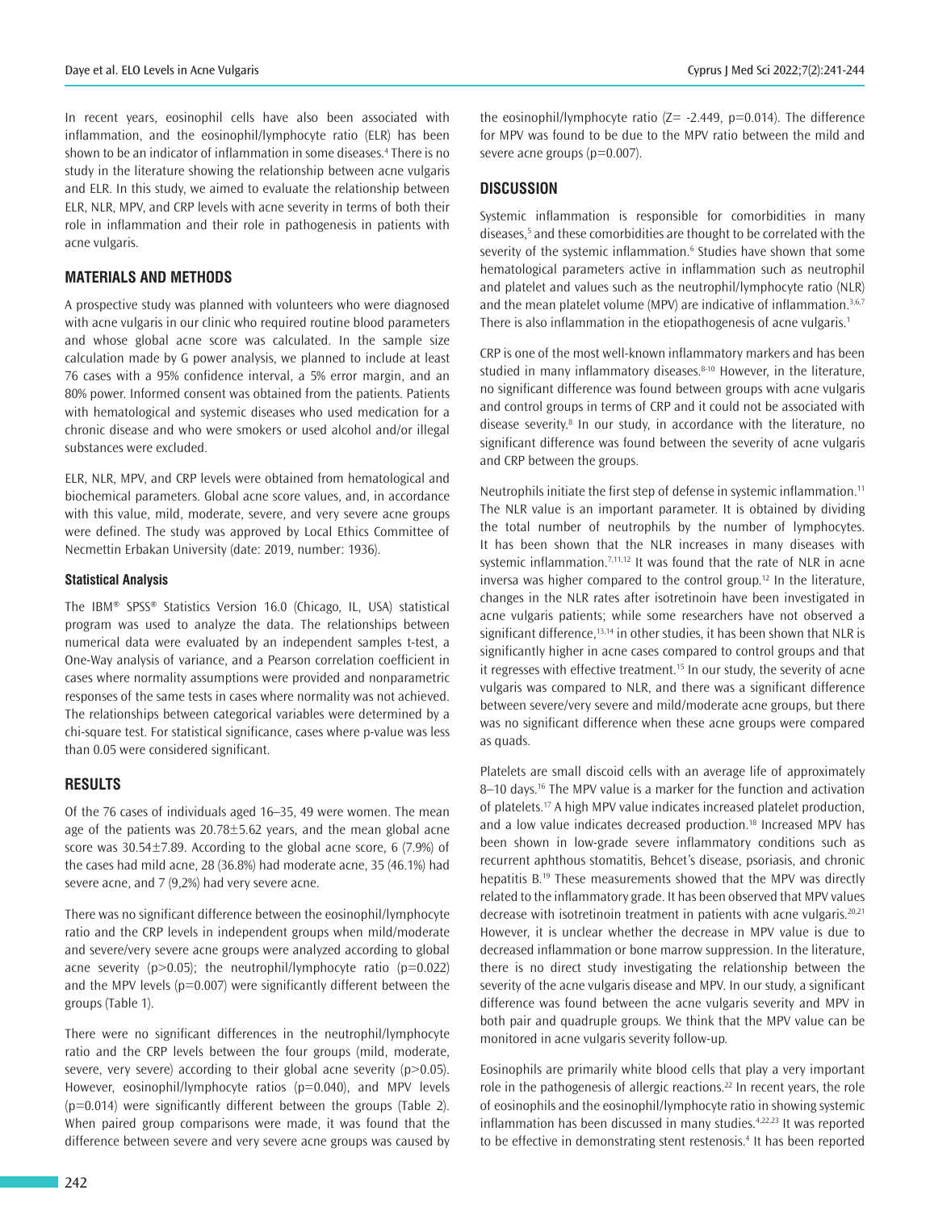In recent years, eosinophil cells have also been associated with inflammation, and the eosinophil/lymphocyte ratio (ELR) has been shown to be an indicator of inflammation in some diseases.[4] There is no study in the literature showing the relationship between acne vulgaris and ELR. In this study, we aimed to evaluate the relationship between ELR, NLR, MPV, and CRP levels with acne severity in terms of both their role in inflammation and their role in pathogenesis in patients with acne vulgaris.

## MATERIALS AND METHODS

A prospective study was planned with volunteers who were diagnosed with acne vulgaris in our clinic who required routine blood parameters and whose global acne score was calculated. In the sample size calculation made by G power analysis, we planned to include at least 76 cases with a 95% confidence interval, a 5% error margin, and an 80% power. Informed consent was obtained from the patients. Patients with hematological and systemic diseases who used medication for a chronic disease and who were smokers or used alcohol and/or illegal substances were excluded.

ELR, NLR, MPV, and CRP levels were obtained from hematological and biochemical parameters. Global acne score values, and, in accordance with this value, mild, moderate, severe, and very severe acne groups were defined. The study was approved by Local Ethics Committee of Necmettin Erbakan University (date: 2019, number: 1936).

### Statistical Analysis

The IBM® SPSS® Statistics Version 16.0 (Chicago, IL, USA) statistical program was used to analyze the data. The relationships between numerical data were evaluated by an independent samples t-test, a One-Way analysis of variance, and a Pearson correlation coefficient in cases where normality assumptions were provided and nonparametric responses of the same tests in cases where normality was not achieved. The relationships between categorical variables were determined by a chi-square test. For statistical significance, cases where p-value was less than 0.05 were considered significant.

## RESULTS

Of the 76 cases of individuals aged 16–35, 49 were women. The mean age of the patients was 20.78±5.62 years, and the mean global acne score was 30.54±7.89. According to the global acne score, 6 (7.9%) of the cases had mild acne, 28 (36.8%) had moderate acne, 35 (46.1%) had severe acne, and 7 (9,2%) had very severe acne.

There was no significant difference between the eosinophil/lymphocyte ratio and the CRP levels in independent groups when mild/moderate and severe/very severe acne groups were analyzed according to global acne severity ($p>0.05$); the neutrophil/lymphocyte ratio ($p=0.022$) and the MPV levels ($p=0.007$) were significantly different between the groups (Table 1).

There were no significant differences in the neutrophil/lymphocyte ratio and the CRP levels between the four groups (mild, moderate, severe, very severe) according to their global acne severity ($p>0.05$). However, eosinophil/lymphocyte ratios ($p=0.040$), and MPV levels ($p=0.014$) were significantly different between the groups (Table 2). When paired group comparisons were made, it was found that the difference between severe and very severe acne groups was caused by the eosinophil/lymphocyte ratio ($Z= -2.449$, $p=0.014$). The difference for MPV was found to be due to the MPV ratio between the mild and severe acne groups ($p=0.007$).

## DISCUSSION

Systemic inflammation is responsible for comorbidities in many diseases,[5] and these comorbidities are thought to be correlated with the severity of the systemic inflammation.[6] Studies have shown that some hematological parameters active in inflammation such as neutrophil and platelet and values such as the neutrophil/lymphocyte ratio (NLR) and the mean platelet volume (MPV) are indicative of inflammation.[3,6,7] There is also inflammation in the etiopathogenesis of acne vulgaris.[1]

CRP is one of the most well-known inflammatory markers and has been studied in many inflammatory diseases.[8-10] However, in the literature, no significant difference was found between groups with acne vulgaris and control groups in terms of CRP and it could not be associated with disease severity.[8] In our study, in accordance with the literature, no significant difference was found between the severity of acne vulgaris and CRP between the groups.

Neutrophils initiate the first step of defense in systemic inflammation.[11] The NLR value is an important parameter. It is obtained by dividing the total number of neutrophils by the number of lymphocytes. It has been shown that the NLR increases in many diseases with systemic inflammation.[7,11,12] It was found that the rate of NLR in acne inversa was higher compared to the control group.[12] In the literature, changes in the NLR rates after isotretinoin have been investigated in acne vulgaris patients; while some researchers have not observed a significant difference,[13,14] in other studies, it has been shown that NLR is significantly higher in acne cases compared to control groups and that it regresses with effective treatment.[15] In our study, the severity of acne vulgaris was compared to NLR, and there was a significant difference between severe/very severe and mild/moderate acne groups, but there was no significant difference when these acne groups were compared as quads.

Platelets are small discoid cells with an average life of approximately 8–10 days.[16] The MPV value is a marker for the function and activation of platelets.[17] A high MPV value indicates increased platelet production, and a low value indicates decreased production.[18] Increased MPV has been shown in low-grade severe inflammatory conditions such as recurrent aphthous stomatitis, Behcet's disease, psoriasis, and chronic hepatitis B.[19] These measurements showed that the MPV was directly related to the inflammatory grade. It has been observed that MPV values decrease with isotretinoin treatment in patients with acne vulgaris.[20,21] However, it is unclear whether the decrease in MPV value is due to decreased inflammation or bone marrow suppression. In the literature, there is no direct study investigating the relationship between the severity of the acne vulgaris disease and MPV. In our study, a significant difference was found between the acne vulgaris severity and MPV in both pair and quadruple groups. We think that the MPV value can be monitored in acne vulgaris severity follow-up.

Eosinophils are primarily white blood cells that play a very important role in the pathogenesis of allergic reactions.[22] In recent years, the role of eosinophils and the eosinophil/lymphocyte ratio in showing systemic inflammation has been discussed in many studies.[4,22,23] It was reported to be effective in demonstrating stent restenosis.[4] It has been reported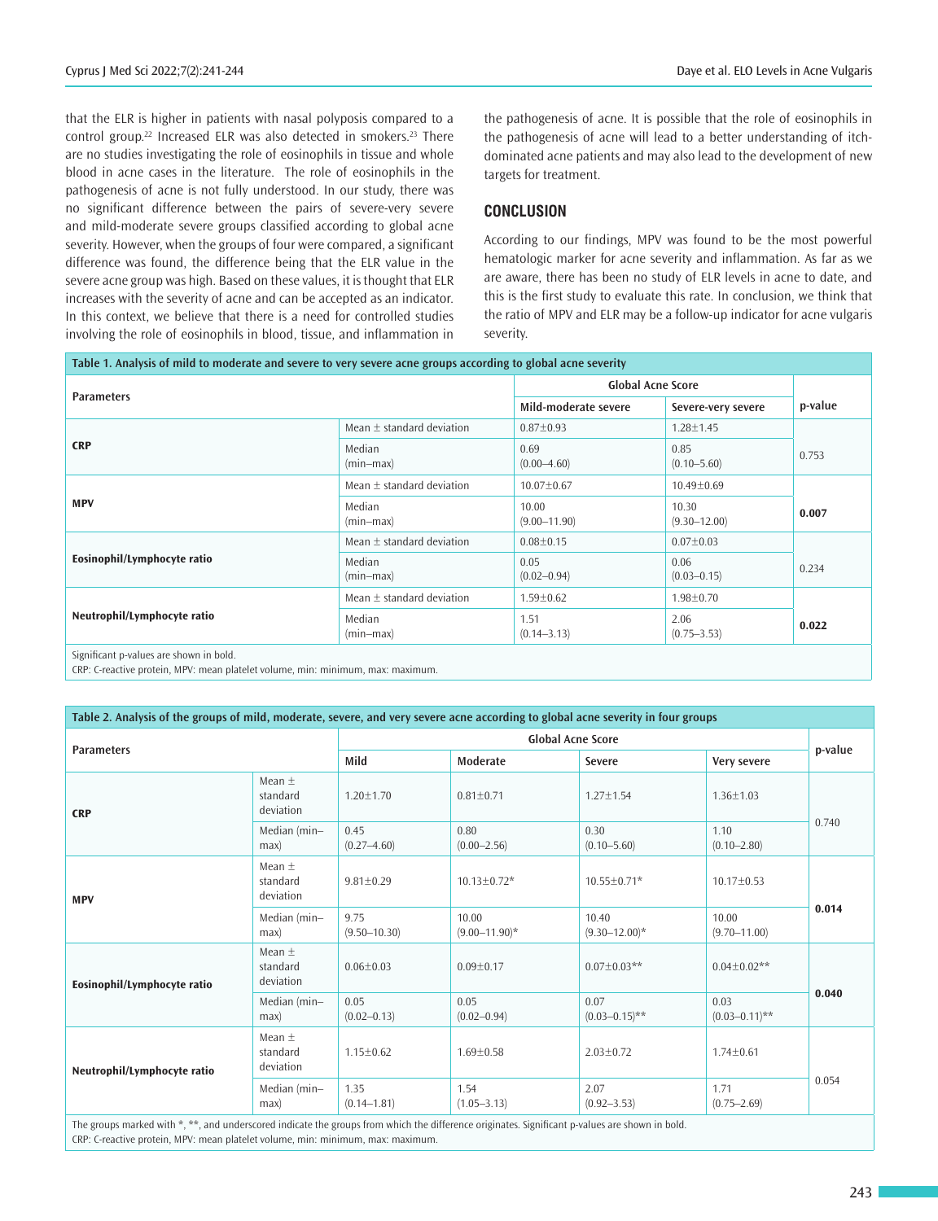that the ELR is higher in patients with nasal polyposis compared to a control group.[22] Increased ELR was also detected in smokers.[23] There are no studies investigating the role of eosinophils in tissue and whole blood in acne cases in the literature. The role of eosinophils in the pathogenesis of acne is not fully understood. In our study, there was no significant difference between the pairs of severe-very severe and mild-moderate severe groups classified according to global acne severity. However, when the groups of four were compared, a significant difference was found, the difference being that the ELR value in the severe acne group was high. Based on these values, it is thought that ELR increases with the severity of acne and can be accepted as an indicator. In this context, we believe that there is a need for controlled studies involving the role of eosinophils in blood, tissue, and inflammation in the pathogenesis of acne. It is possible that the role of eosinophils in the pathogenesis of acne will lead to a better understanding of itch-dominated acne patients and may also lead to the development of new targets for treatment.

## CONCLUSION

According to our findings, MPV was found to be the most powerful hematologic marker for acne severity and inflammation. As far as we are aware, there has been no study of ELR levels in acne to date, and this is the first study to evaluate this rate. In conclusion, we think that the ratio of MPV and ELR may be a follow-up indicator for acne vulgaris severity.

**Table 1. Analysis of mild to moderate and severe to very severe acne groups according to global acne severity**

| Parameters | | Global Acne Score | | p-value |
|---|---|---|---|---|
| | | Mild-moderate severe | Severe-very severe | |
| **CRP** | Mean ± standard deviation | 0.87±0.93 | 1.28±1.45 | 0.753 |
| | Median (min–max) | 0.69 (0.00–4.60) | 0.85 (0.10–5.60) | |
| **MPV** | Mean ± standard deviation | 10.07±0.67 | 10.49±0.69 | **0.007** |
| | Median (min–max) | 10.00 (9.00–11.90) | 10.30 (9.30–12.00) | |
| **Eosinophil/Lymphocyte ratio** | Mean ± standard deviation | 0.08±0.15 | 0.07±0.03 | 0.234 |
| | Median (min–max) | 0.05 (0.02–0.94) | 0.06 (0.03–0.15) | |
| **Neutrophil/Lymphocyte ratio** | Mean ± standard deviation | 1.59±0.62 | 1.98±0.70 | **0.022** |
| | Median (min–max) | 1.51 (0.14–3.13) | 2.06 (0.75–3.53) | |

Significant p-values are shown in bold.
CRP: C-reactive protein, MPV: mean platelet volume, min: minimum, max: maximum.

**Table 2. Analysis of the groups of mild, moderate, severe, and very severe acne according to global acne severity in four groups**

| Parameters | | Global Acne Score | | | | p-value |
|---|---|---|---|---|---|---|
| | | Mild | Moderate | Severe | Very severe | |
| **CRP** | Mean ± standard deviation | 1.20±1.70 | 0.81±0.71 | 1.27±1.54 | 1.36±1.03 | 0.740 |
| | Median (min–max) | 0.45 (0.27–4.60) | 0.80 (0.00–2.56) | 0.30 (0.10–5.60) | 1.10 (0.10–2.80) | |
| **MPV** | Mean ± standard deviation | 9.81±0.29 | 10.13±0.72* | 10.55±0.71* | 10.17±0.53 | **0.014** |
| | Median (min–max) | 9.75 (9.50–10.30) | 10.00 (9.00–11.90)* | 10.40 (9.30–12.00)* | 10.00 (9.70–11.00) | |
| **Eosinophil/Lymphocyte ratio** | Mean ± standard deviation | 0.06±0.03 | 0.09±0.17 | 0.07±0.03** | 0.04±0.02** | **0.040** |
| | Median (min–max) | 0.05 (0.02–0.13) | 0.05 (0.02–0.94) | 0.07 (0.03–0.15)** | 0.03 (0.03–0.11)** | |
| **Neutrophil/Lymphocyte ratio** | Mean ± standard deviation | 1.15±0.62 | 1.69±0.58 | 2.03±0.72 | 1.74±0.61 | 0.054 |
| | Median (min–max) | 1.35 (0.14–1.81) | 1.54 (1.05–3.13) | 2.07 (0.92–3.53) | 1.71 (0.75–2.69) | |

The groups marked with *, **, and underscored indicate the groups from which the difference originates. Significant p-values are shown in bold.
CRP: C-reactive protein, MPV: mean platelet volume, min: minimum, max: maximum.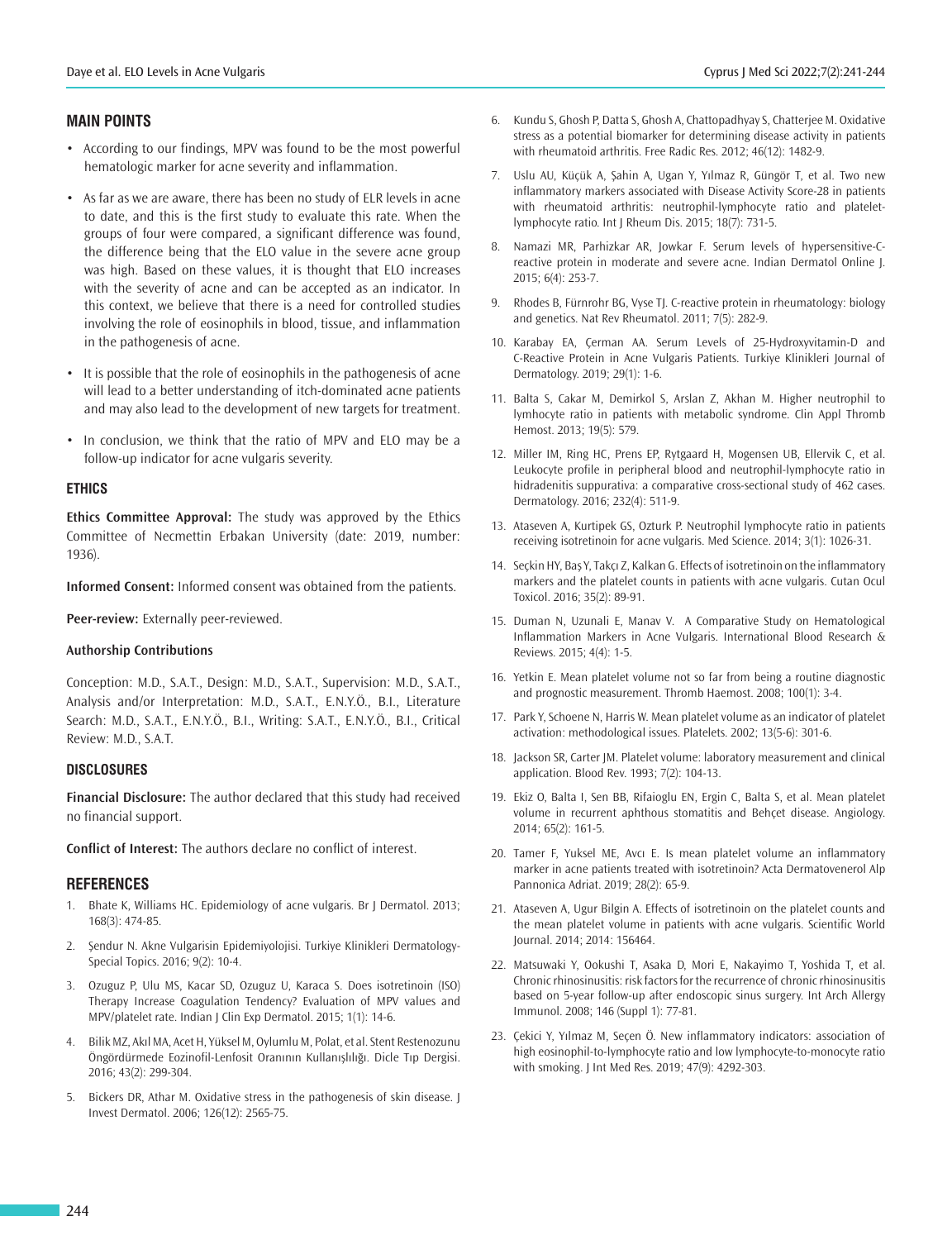## MAIN POINTS

- According to our findings, MPV was found to be the most powerful hematologic marker for acne severity and inflammation.
- As far as we are aware, there has been no study of ELR levels in acne to date, and this is the first study to evaluate this rate. When the groups of four were compared, a significant difference was found, the difference being that the ELO value in the severe acne group was high. Based on these values, it is thought that ELO increases with the severity of acne and can be accepted as an indicator. In this context, we believe that there is a need for controlled studies involving the role of eosinophils in blood, tissue, and inflammation in the pathogenesis of acne.
- It is possible that the role of eosinophils in the pathogenesis of acne will lead to a better understanding of itch-dominated acne patients and may also lead to the development of new targets for treatment.
- In conclusion, we think that the ratio of MPV and ELO may be a follow-up indicator for acne vulgaris severity.

## ETHICS

**Ethics Committee Approval:** The study was approved by the Ethics Committee of Necmettin Erbakan University (date: 2019, number: 1936).

**Informed Consent:** Informed consent was obtained from the patients.

**Peer-review:** Externally peer-reviewed.

### Authorship Contributions

Conception: M.D., S.A.T., Design: M.D., S.A.T., Supervision: M.D., S.A.T., Analysis and/or Interpretation: M.D., S.A.T., E.N.Y.Ö., B.I., Literature Search: M.D., S.A.T., E.N.Y.Ö., B.I., Writing: S.A.T., E.N.Y.Ö., B.I., Critical Review: M.D., S.A.T.

## DISCLOSURES

**Financial Disclosure:** The author declared that this study had received no financial support.

**Conflict of Interest:** The authors declare no conflict of interest.

## REFERENCES

1. Bhate K, Williams HC. Epidemiology of acne vulgaris. Br J Dermatol. 2013; 168(3): 474-85.
2. Şendur N. Akne Vulgarisin Epidemiyolojisi. Turkiye Klinikleri Dermatology-Special Topics. 2016; 9(2): 10-4.
3. Ozuguz P, Ulu MS, Kacar SD, Ozuguz U, Karaca S. Does isotretinoin (ISO) Therapy Increase Coagulation Tendency? Evaluation of MPV values and MPV/platelet rate. Indian J Clin Exp Dermatol. 2015; 1(1): 14-6.
4. Bilik MZ, Akıl MA, Acet H, Yüksel M, Oylumlu M, Polat, et al. Stent Restenozunu Öngördürmede Eozinofil-Lenfosit Oranının Kullanışlılığı. Dicle Tıp Dergisi. 2016; 43(2): 299-304.
5. Bickers DR, Athar M. Oxidative stress in the pathogenesis of skin disease. J Invest Dermatol. 2006; 126(12): 2565-75.
6. Kundu S, Ghosh P, Datta S, Ghosh A, Chattopadhyay S, Chatterjee M. Oxidative stress as a potential biomarker for determining disease activity in patients with rheumatoid arthritis. Free Radic Res. 2012; 46(12): 1482-9.
7. Uslu AU, Küçük A, Şahin A, Ugan Y, Yılmaz R, Güngör T, et al. Two new inflammatory markers associated with Disease Activity Score-28 in patients with rheumatoid arthritis: neutrophil-lymphocyte ratio and platelet-lymphocyte ratio. Int J Rheum Dis. 2015; 18(7): 731-5.
8. Namazi MR, Parhizkar AR, Jowkar F. Serum levels of hypersensitive-C-reactive protein in moderate and severe acne. Indian Dermatol Online J. 2015; 6(4): 253-7.
9. Rhodes B, Fürnrohr BG, Vyse TJ. C-reactive protein in rheumatology: biology and genetics. Nat Rev Rheumatol. 2011; 7(5): 282-9.
10. Karabay EA, Çerman AA. Serum Levels of 25-Hydroxyvitamin-D and C-Reactive Protein in Acne Vulgaris Patients. Turkiye Klinikleri Journal of Dermatology. 2019; 29(1): 1-6.
11. Balta S, Cakar M, Demirkol S, Arslan Z, Akhan M. Higher neutrophil to lymhocyte ratio in patients with metabolic syndrome. Clin Appl Thromb Hemost. 2013; 19(5): 579.
12. Miller IM, Ring HC, Prens EP, Rytgaard H, Mogensen UB, Ellervik C, et al. Leukocyte profile in peripheral blood and neutrophil-lymphocyte ratio in hidradenitis suppurativa: a comparative cross-sectional study of 462 cases. Dermatology. 2016; 232(4): 511-9.
13. Ataseven A, Kurtipek GS, Ozturk P. Neutrophil lymphocyte ratio in patients receiving isotretinoin for acne vulgaris. Med Science. 2014; 3(1): 1026-31.
14. Seçkin HY, Baş Y, Takçı Z, Kalkan G. Effects of isotretinoin on the inflammatory markers and the platelet counts in patients with acne vulgaris. Cutan Ocul Toxicol. 2016; 35(2): 89-91.
15. Duman N, Uzunali E, Manav V. A Comparative Study on Hematological Inflammation Markers in Acne Vulgaris. International Blood Research & Reviews. 2015; 4(4): 1-5.
16. Yetkin E. Mean platelet volume not so far from being a routine diagnostic and prognostic measurement. Thromb Haemost. 2008; 100(1): 3-4.
17. Park Y, Schoene N, Harris W. Mean platelet volume as an indicator of platelet activation: methodological issues. Platelets. 2002; 13(5-6): 301-6.
18. Jackson SR, Carter JM. Platelet volume: laboratory measurement and clinical application. Blood Rev. 1993; 7(2): 104-13.
19. Ekiz O, Balta I, Sen BB, Rifaioglu EN, Ergin C, Balta S, et al. Mean platelet volume in recurrent aphthous stomatitis and Behçet disease. Angiology. 2014; 65(2): 161-5.
20. Tamer F, Yuksel ME, Avcı E. Is mean platelet volume an inflammatory marker in acne patients treated with isotretinoin? Acta Dermatovenerol Alp Pannonica Adriat. 2019; 28(2): 65-9.
21. Ataseven A, Ugur Bilgin A. Effects of isotretinoin on the platelet counts and the mean platelet volume in patients with acne vulgaris. Scientific World Journal. 2014; 2014: 156464.
22. Matsuwaki Y, Ookushi T, Asaka D, Mori E, Nakayimo T, Yoshida T, et al. Chronic rhinosinusitis: risk factors for the recurrence of chronic rhinosinusitis based on 5-year follow-up after endoscopic sinus surgery. Int Arch Allergy Immunol. 2008; 146 (Suppl 1): 77-81.
23. Çekici Y, Yılmaz M, Seçen Ö. New inflammatory indicators: association of high eosinophil-to-lymphocyte ratio and low lymphocyte-to-monocyte ratio with smoking. J Int Med Res. 2019; 47(9): 4292-303.